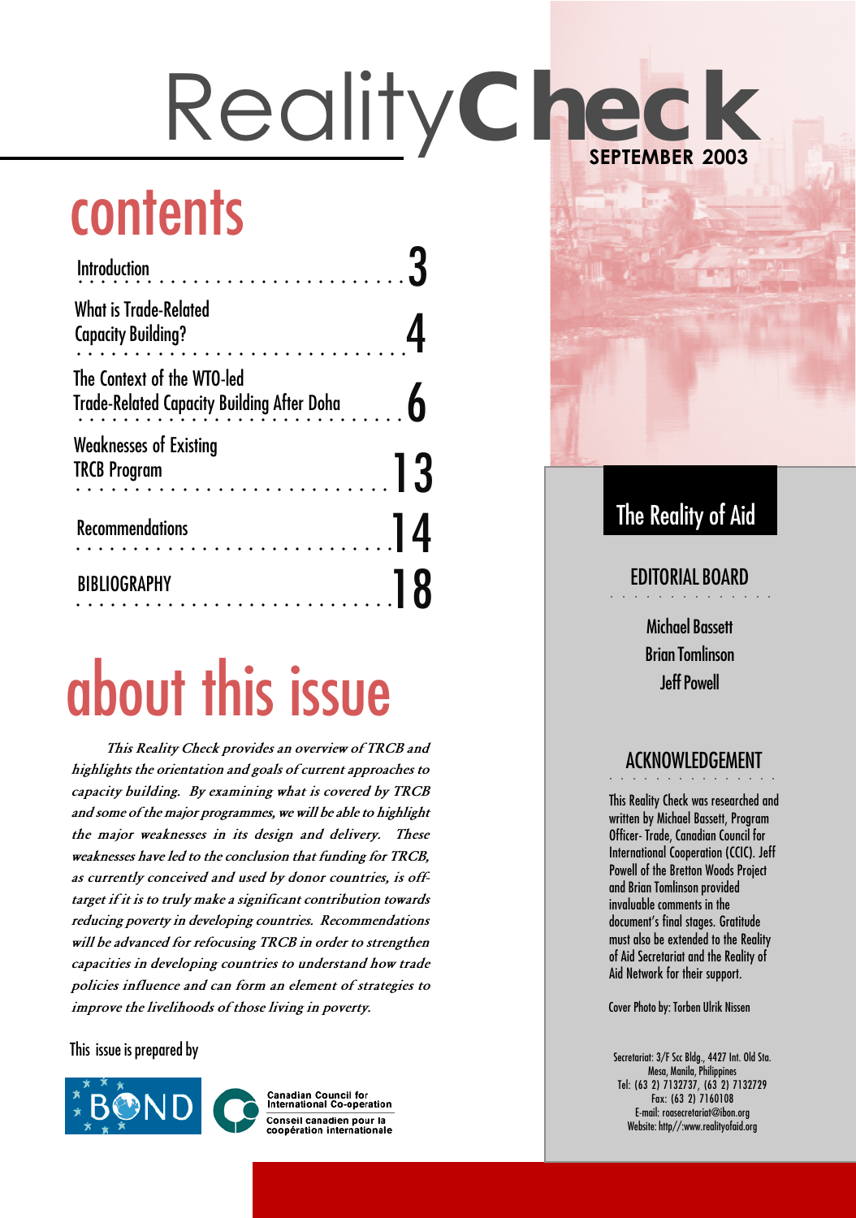# RealityCheck

**SEPTEMBER 2003**

## contents

| | |
|---|---|
| Introduction | 3 |
| What is Trade-Related Capacity Building? | 4 |
| The Context of the WTO-led Trade-Related Capacity Building After Doha | 6 |
| Weaknesses of Existing TRCB Program | 13 |
| Recommendations | 14 |
| BIBLIOGRAPHY | 18 |

## about this issue

***This Reality Check provides an overview of TRCB and highlights the orientation and goals of current approaches to capacity building. By examining what is covered by TRCB and some of the major programmes, we will be able to highlight the major weaknesses in its design and delivery. These weaknesses have led to the conclusion that funding for TRCB, as currently conceived and used by donor countries, is off-target if it is to truly make a significant contribution towards reducing poverty in developing countries. Recommendations will be advanced for refocusing TRCB in order to strengthen capacities in developing countries to understand how trade policies influence and can form an element of strategies to improve the livelihoods of those living in poverty.***

This issue is prepared by

BOND

Canadian Council for International Co-operation
Conseil canadien pour la coopération internationale

## The Reality of Aid

### EDITORIAL BOARD

Michael Bassett
Brian Tomlinson
Jeff Powell

### ACKNOWLEDGEMENT

This Reality Check was researched and written by Michael Bassett, Program Officer- Trade, Canadian Council for International Cooperation (CCIC). Jeff Powell of the Bretton Woods Project and Brian Tomlinson provided invaluable comments in the document's final stages. Gratitude must also be extended to the Reality of Aid Secretariat and the Reality of Aid Network for their support.

Cover Photo by: Torben Ulrik Nissen

Secretariat: 3/F Scc Bldg., 4427 Int. Old Sta. Mesa, Manila, Philippines
Tel: (63 2) 7132737, (63 2) 7132729
Fax: (63 2) 7160108
E-mail: roasecretariat@ibon.org
Website: http//:www.realityofaid.org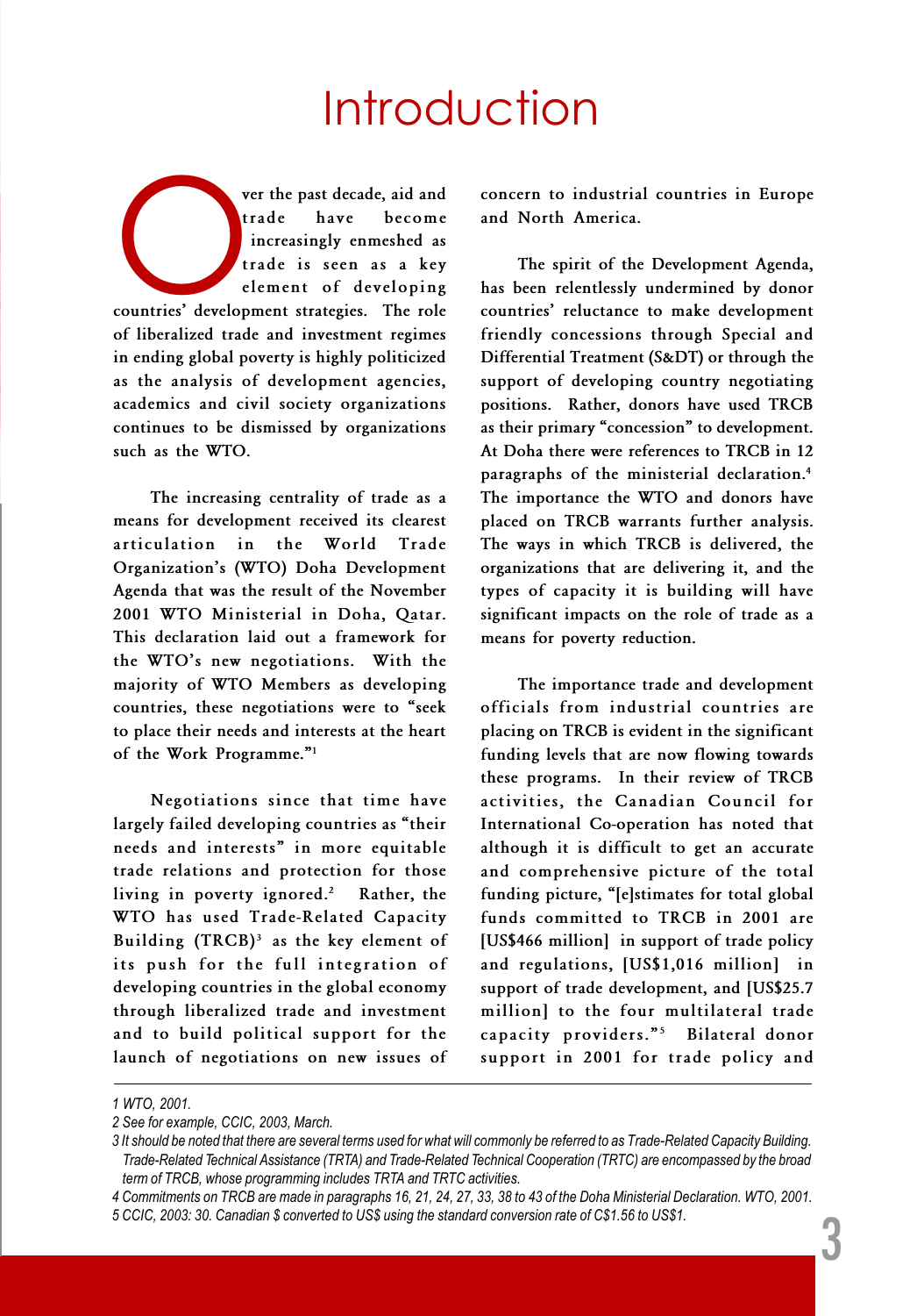# Introduction

Over the past decade, aid and trade have become increasingly enmeshed as trade is seen as a key element of developing countries' development strategies. The role of liberalized trade and investment regimes in ending global poverty is highly politicized as the analysis of development agencies, academics and civil society organizations continues to be dismissed by organizations such as the WTO.

The increasing centrality of trade as a means for development received its clearest articulation in the World Trade Organization's (WTO) Doha Development Agenda that was the result of the November 2001 WTO Ministerial in Doha, Qatar. This declaration laid out a framework for the WTO's new negotiations. With the majority of WTO Members as developing countries, these negotiations were to "seek to place their needs and interests at the heart of the Work Programme."[1]

Negotiations since that time have largely failed developing countries as "their needs and interests" in more equitable trade relations and protection for those living in poverty ignored.[2] Rather, the WTO has used Trade-Related Capacity Building (TRCB)[3] as the key element of its push for the full integration of developing countries in the global economy through liberalized trade and investment and to build political support for the launch of negotiations on new issues of concern to industrial countries in Europe and North America.

The spirit of the Development Agenda, has been relentlessly undermined by donor countries' reluctance to make development friendly concessions through Special and Differential Treatment (S&DT) or through the support of developing country negotiating positions. Rather, donors have used TRCB as their primary "concession" to development. At Doha there were references to TRCB in 12 paragraphs of the ministerial declaration.[4] The importance the WTO and donors have placed on TRCB warrants further analysis. The ways in which TRCB is delivered, the organizations that are delivering it, and the types of capacity it is building will have significant impacts on the role of trade as a means for poverty reduction.

The importance trade and development officials from industrial countries are placing on TRCB is evident in the significant funding levels that are now flowing towards these programs. In their review of TRCB activities, the Canadian Council for International Co-operation has noted that although it is difficult to get an accurate and comprehensive picture of the total funding picture, "[e]stimates for total global funds committed to TRCB in 2001 are [US$466 million] in support of trade policy and regulations, [US$1,016 million] in support of trade development, and [US$25.7 million] to the four multilateral trade capacity providers."[5] Bilateral donor support in 2001 for trade policy and

---

1 WTO, 2001.

2 See for example, CCIC, 2003, March.

3 It should be noted that there are several terms used for what will commonly be referred to as Trade-Related Capacity Building. Trade-Related Technical Assistance (TRTA) and Trade-Related Technical Cooperation (TRTC) are encompassed by the broad term of TRCB, whose programming includes TRTA and TRTC activities.

4 Commitments on TRCB are made in paragraphs 16, 21, 24, 27, 33, 38 to 43 of the Doha Ministerial Declaration. WTO, 2001.

5 CCIC, 2003: 30. Canadian $ converted to US$ using the standard conversion rate of C$1.56 to US$1.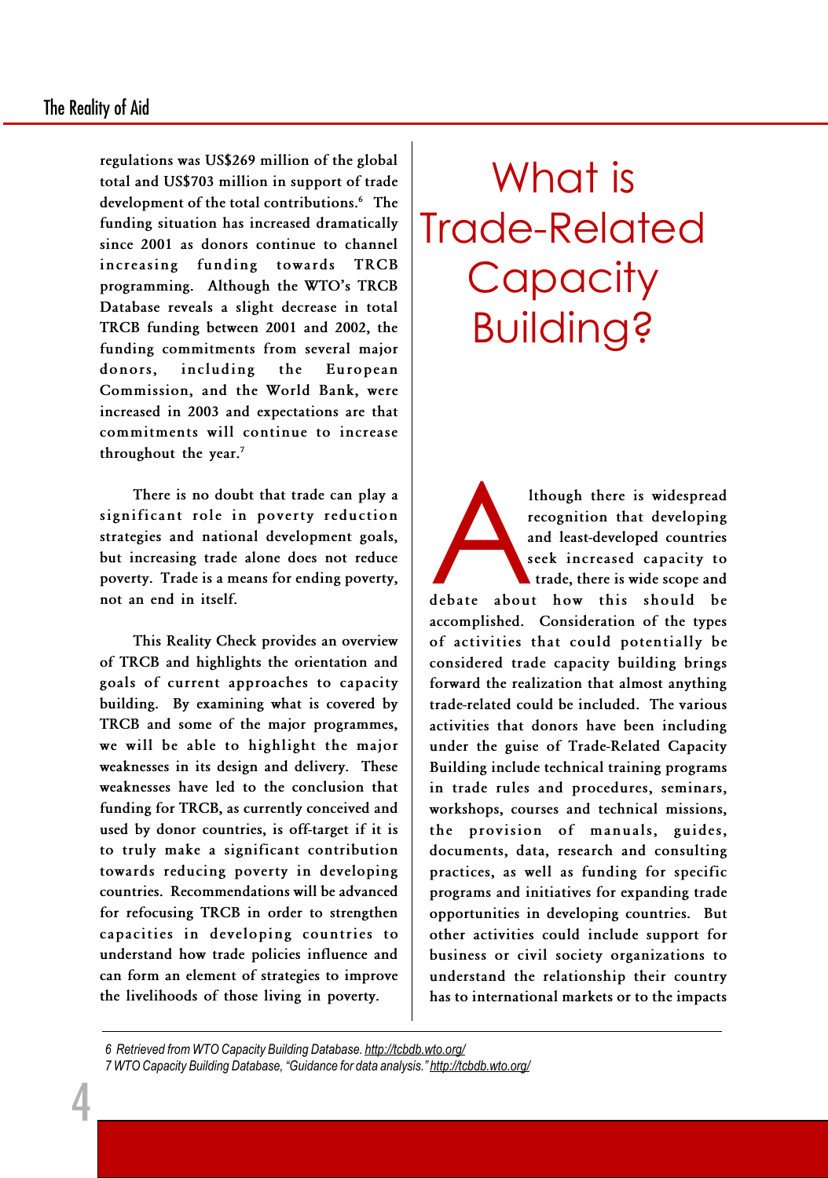regulations was US$269 million of the global total and US$703 million in support of trade development of the total contributions.[6] The funding situation has increased dramatically since 2001 as donors continue to channel increasing funding towards TRCB programming. Although the WTO's TRCB Database reveals a slight decrease in total TRCB funding between 2001 and 2002, the funding commitments from several major donors, including the European Commission, and the World Bank, were increased in 2003 and expectations are that commitments will continue to increase throughout the year.[7]

There is no doubt that trade can play a significant role in poverty reduction strategies and national development goals, but increasing trade alone does not reduce poverty. Trade is a means for ending poverty, not an end in itself.

This Reality Check provides an overview of TRCB and highlights the orientation and goals of current approaches to capacity building. By examining what is covered by TRCB and some of the major programmes, we will be able to highlight the major weaknesses in its design and delivery. These weaknesses have led to the conclusion that funding for TRCB, as currently conceived and used by donor countries, is off-target if it is to truly make a significant contribution towards reducing poverty in developing countries. Recommendations will be advanced for refocusing TRCB in order to strengthen capacities in developing countries to understand how trade policies influence and can form an element of strategies to improve the livelihoods of those living in poverty.

# What is Trade-Related Capacity Building?

Although there is widespread recognition that developing and least-developed countries seek increased capacity to trade, there is wide scope and debate about how this should be accomplished. Consideration of the types of activities that could potentially be considered trade capacity building brings forward the realization that almost anything trade-related could be included. The various activities that donors have been including under the guise of Trade-Related Capacity Building include technical training programs in trade rules and procedures, seminars, workshops, courses and technical missions, the provision of manuals, guides, documents, data, research and consulting practices, as well as funding for specific programs and initiatives for expanding trade opportunities in developing countries. But other activities could include support for business or civil society organizations to understand the relationship their country has to international markets or to the impacts

6 Retrieved from WTO Capacity Building Database. http://tcbdb.wto.org/

7 WTO Capacity Building Database, "Guidance for data analysis." http://tcbdb.wto.org/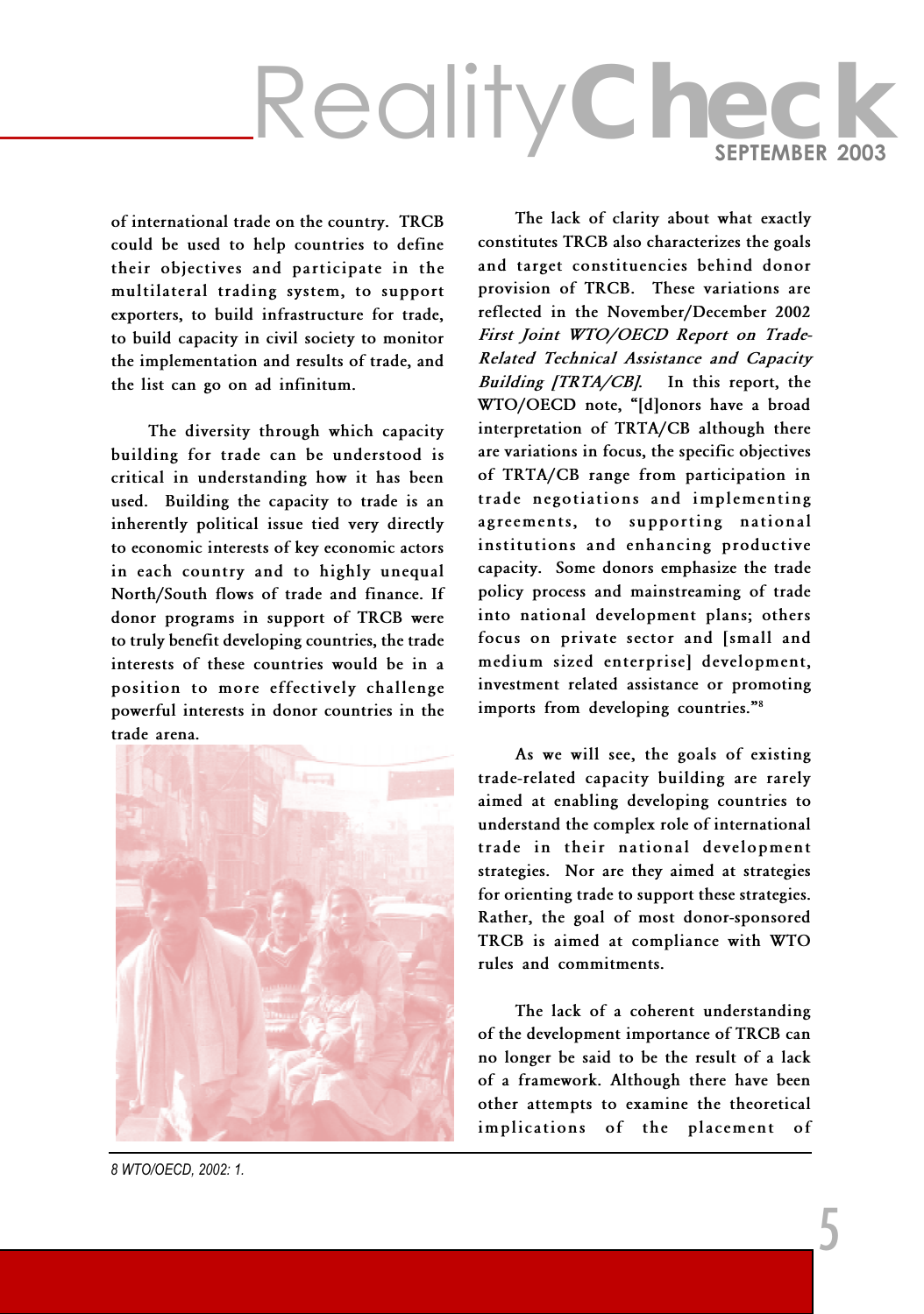of international trade on the country. TRCB could be used to help countries to define their objectives and participate in the multilateral trading system, to support exporters, to build infrastructure for trade, to build capacity in civil society to monitor the implementation and results of trade, and the list can go on ad infinitum.

The diversity through which capacity building for trade can be understood is critical in understanding how it has been used. Building the capacity to trade is an inherently political issue tied very directly to economic interests of key economic actors in each country and to highly unequal North/South flows of trade and finance. If donor programs in support of TRCB were to truly benefit developing countries, the trade interests of these countries would be in a position to more effectively challenge powerful interests in donor countries in the trade arena.

The lack of clarity about what exactly constitutes TRCB also characterizes the goals and target constituencies behind donor provision of TRCB. These variations are reflected in the November/December 2002 *First Joint WTO/OECD Report on Trade-Related Technical Assistance and Capacity Building [TRTA/CB]*. In this report, the WTO/OECD note, "[d]onors have a broad interpretation of TRTA/CB although there are variations in focus, the specific objectives of TRTA/CB range from participation in trade negotiations and implementing agreements, to supporting national institutions and enhancing productive capacity. Some donors emphasize the trade policy process and mainstreaming of trade into national development plans; others focus on private sector and [small and medium sized enterprise] development, investment related assistance or promoting imports from developing countries."[8]

As we will see, the goals of existing trade-related capacity building are rarely aimed at enabling developing countries to understand the complex role of international trade in their national development strategies. Nor are they aimed at strategies for orienting trade to support these strategies. Rather, the goal of most donor-sponsored TRCB is aimed at compliance with WTO rules and commitments.

The lack of a coherent understanding of the development importance of TRCB can no longer be said to be the result of a lack of a framework. Although there have been other attempts to examine the theoretical implications of the placement of

*8 WTO/OECD, 2002: 1.*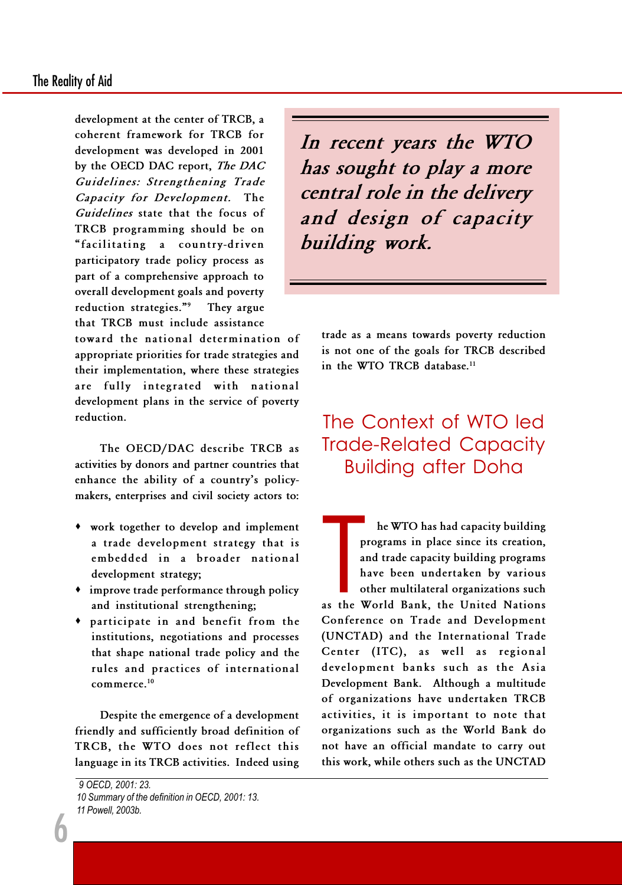development at the center of TRCB, a coherent framework for TRCB for development was developed in 2001 by the OECD DAC report, *The DAC Guidelines: Strengthening Trade Capacity for Development*. The *Guidelines* state that the focus of TRCB programming should be on "facilitating a country-driven participatory trade policy process as part of a comprehensive approach to overall development goals and poverty reduction strategies."[9] They argue that TRCB must include assistance toward the national determination of appropriate priorities for trade strategies and their implementation, where these strategies are fully integrated with national development plans in the service of poverty reduction.

> *In recent years the WTO has sought to play a more central role in the delivery and design of capacity building work.*

The OECD/DAC describe TRCB as activities by donors and partner countries that enhance the ability of a country's policy-makers, enterprises and civil society actors to:

- work together to develop and implement a trade development strategy that is embedded in a broader national development strategy;
- improve trade performance through policy and institutional strengthening;
- participate in and benefit from the institutions, negotiations and processes that shape national trade policy and the rules and practices of international commerce.[10]

Despite the emergence of a development friendly and sufficiently broad definition of TRCB, the WTO does not reflect this language in its TRCB activities. Indeed using trade as a means towards poverty reduction is not one of the goals for TRCB described in the WTO TRCB database.[11]

## The Context of WTO led Trade-Related Capacity Building after Doha

The WTO has had capacity building programs in place since its creation, and trade capacity building programs have been undertaken by various other multilateral organizations such as the World Bank, the United Nations Conference on Trade and Development (UNCTAD) and the International Trade Center (ITC), as well as regional development banks such as the Asia Development Bank. Although a multitude of organizations have undertaken TRCB activities, it is important to note that organizations such as the World Bank do not have an official mandate to carry out this work, while others such as the UNCTAD

9 OECD, 2001: 23.

10 Summary of the definition in OECD, 2001: 13.

11 Powell, 2003b.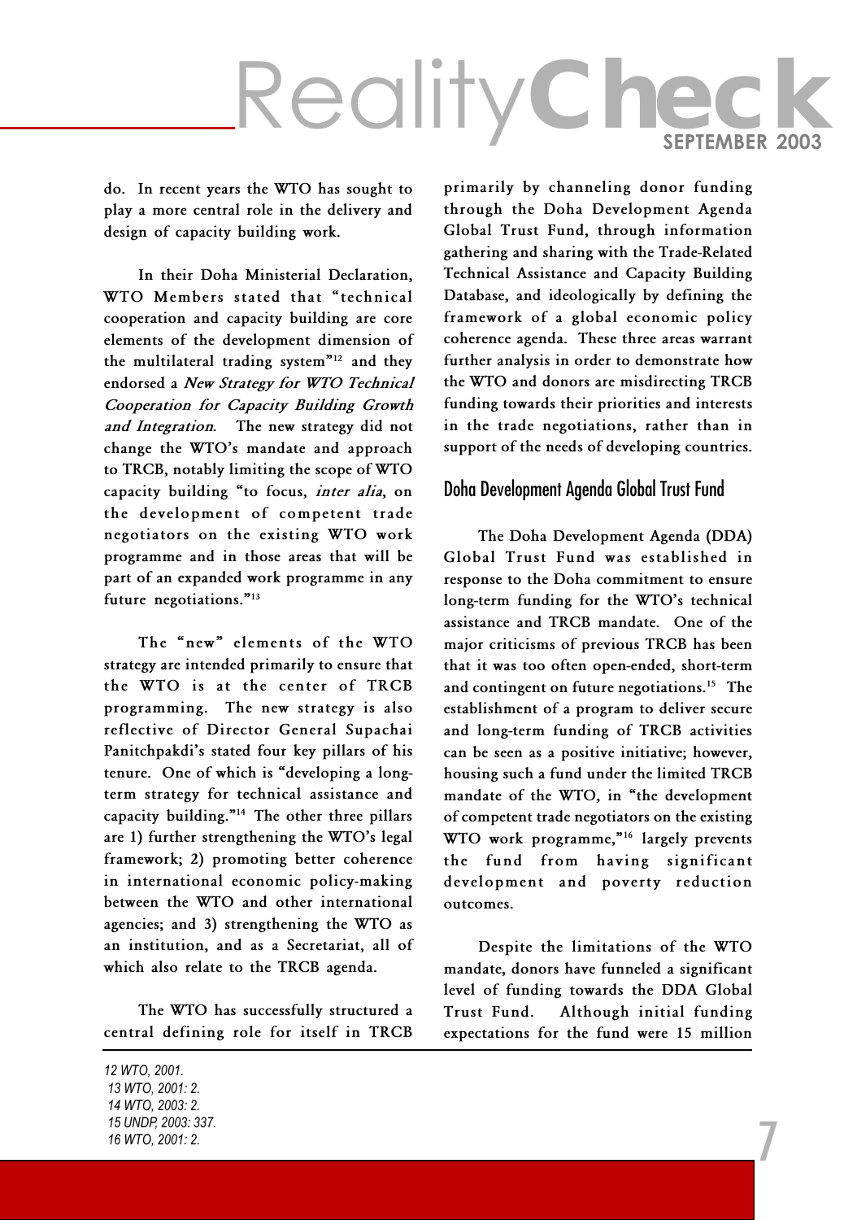do. In recent years the WTO has sought to play a more central role in the delivery and design of capacity building work.

In their Doha Ministerial Declaration, WTO Members stated that "technical cooperation and capacity building are core elements of the development dimension of the multilateral trading system"[12] and they endorsed a *New Strategy for WTO Technical Cooperation for Capacity Building Growth and Integration*. The new strategy did not change the WTO's mandate and approach to TRCB, notably limiting the scope of WTO capacity building "to focus, *inter alia*, on the development of competent trade negotiators on the existing WTO work programme and in those areas that will be part of an expanded work programme in any future negotiations."[13]

The "new" elements of the WTO strategy are intended primarily to ensure that the WTO is at the center of TRCB programming. The new strategy is also reflective of Director General Supachai Panitchpakdi's stated four key pillars of his tenure. One of which is "developing a long-term strategy for technical assistance and capacity building."[14] The other three pillars are 1) further strengthening the WTO's legal framework; 2) promoting better coherence in international economic policy-making between the WTO and other international agencies; and 3) strengthening the WTO as an institution, and as a Secretariat, all of which also relate to the TRCB agenda.

The WTO has successfully structured a central defining role for itself in TRCB primarily by channeling donor funding through the Doha Development Agenda Global Trust Fund, through information gathering and sharing with the Trade-Related Technical Assistance and Capacity Building Database, and ideologically by defining the framework of a global economic policy coherence agenda. These three areas warrant further analysis in order to demonstrate how the WTO and donors are misdirecting TRCB funding towards their priorities and interests in the trade negotiations, rather than in support of the needs of developing countries.

## Doha Development Agenda Global Trust Fund

The Doha Development Agenda (DDA) Global Trust Fund was established in response to the Doha commitment to ensure long-term funding for the WTO's technical assistance and TRCB mandate. One of the major criticisms of previous TRCB has been that it was too often open-ended, short-term and contingent on future negotiations.[15] The establishment of a program to deliver secure and long-term funding of TRCB activities can be seen as a positive initiative; however, housing such a fund under the limited TRCB mandate of the WTO, in "the development of competent trade negotiators on the existing WTO work programme,"[16] largely prevents the fund from having significant development and poverty reduction outcomes.

Despite the limitations of the WTO mandate, donors have funneled a significant level of funding towards the DDA Global Trust Fund. Although initial funding expectations for the fund were 15 million

*12 WTO, 2001.*
*13 WTO, 2001: 2.*
*14 WTO, 2003: 2.*
*15 UNDP, 2003: 337.*
*16 WTO, 2001: 2.*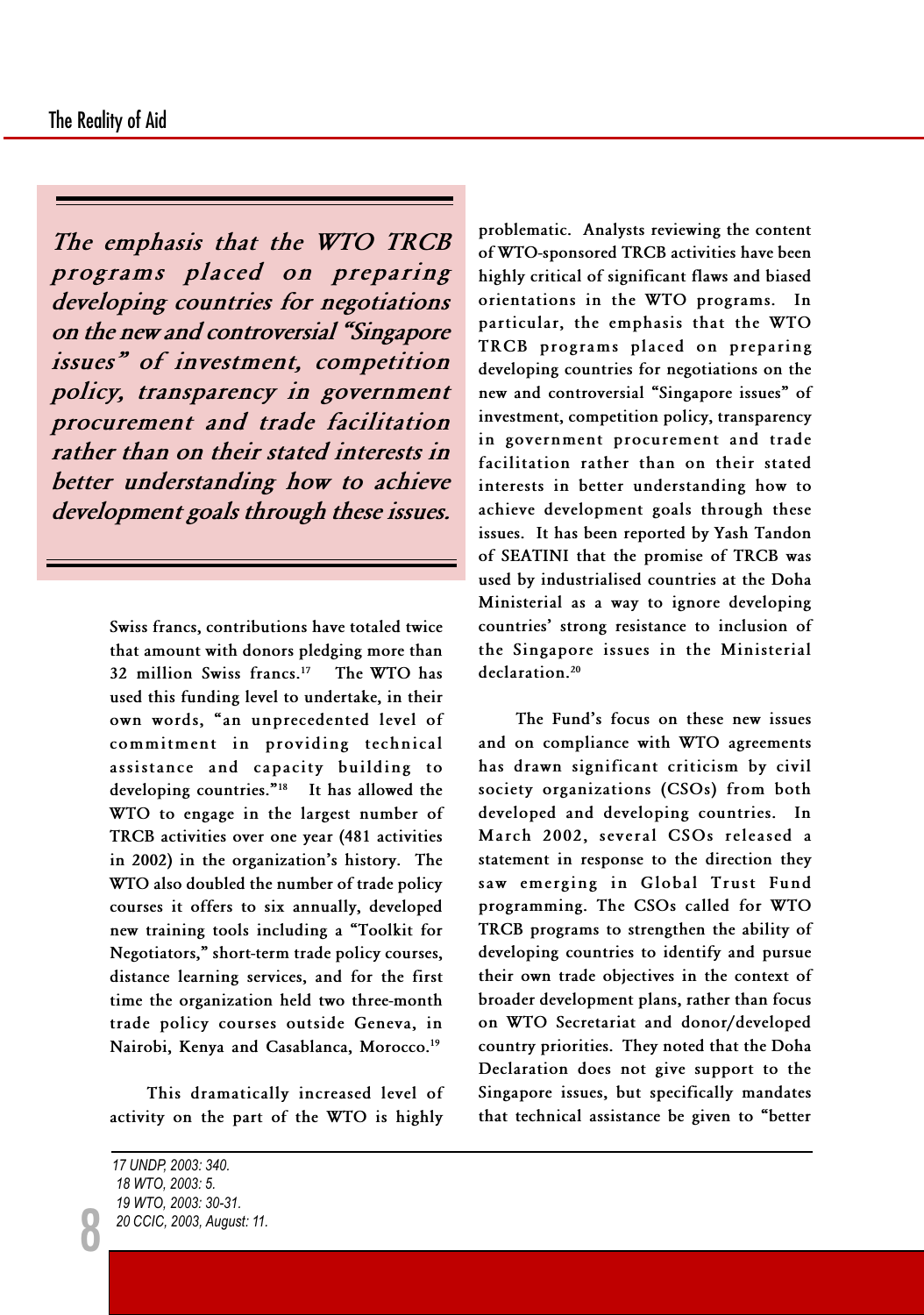*The emphasis that the WTO TRCB programs placed on preparing developing countries for negotiations on the new and controversial "Singapore issues" of investment, competition policy, transparency in government procurement and trade facilitation rather than on their stated interests in better understanding how to achieve development goals through these issues.*

Swiss francs, contributions have totaled twice that amount with donors pledging more than 32 million Swiss francs.[17] The WTO has used this funding level to undertake, in their own words, "an unprecedented level of commitment in providing technical assistance and capacity building to developing countries."[18] It has allowed the WTO to engage in the largest number of TRCB activities over one year (481 activities in 2002) in the organization's history. The WTO also doubled the number of trade policy courses it offers to six annually, developed new training tools including a "Toolkit for Negotiators," short-term trade policy courses, distance learning services, and for the first time the organization held two three-month trade policy courses outside Geneva, in Nairobi, Kenya and Casablanca, Morocco.[19]

This dramatically increased level of activity on the part of the WTO is highly problematic. Analysts reviewing the content of WTO-sponsored TRCB activities have been highly critical of significant flaws and biased orientations in the WTO programs. In particular, the emphasis that the WTO TRCB programs placed on preparing developing countries for negotiations on the new and controversial "Singapore issues" of investment, competition policy, transparency in government procurement and trade facilitation rather than on their stated interests in better understanding how to achieve development goals through these issues. It has been reported by Yash Tandon of SEATINI that the promise of TRCB was used by industrialised countries at the Doha Ministerial as a way to ignore developing countries' strong resistance to inclusion of the Singapore issues in the Ministerial declaration.[20]

The Fund's focus on these new issues and on compliance with WTO agreements has drawn significant criticism by civil society organizations (CSOs) from both developed and developing countries. In March 2002, several CSOs released a statement in response to the direction they saw emerging in Global Trust Fund programming. The CSOs called for WTO TRCB programs to strengthen the ability of developing countries to identify and pursue their own trade objectives in the context of broader development plans, rather than focus on WTO Secretariat and donor/developed country priorities. They noted that the Doha Declaration does not give support to the Singapore issues, but specifically mandates that technical assistance be given to "better

17 UNDP, 2003: 340.
18 WTO, 2003: 5.
19 WTO, 2003: 30-31.
20 CCIC, 2003, August: 11.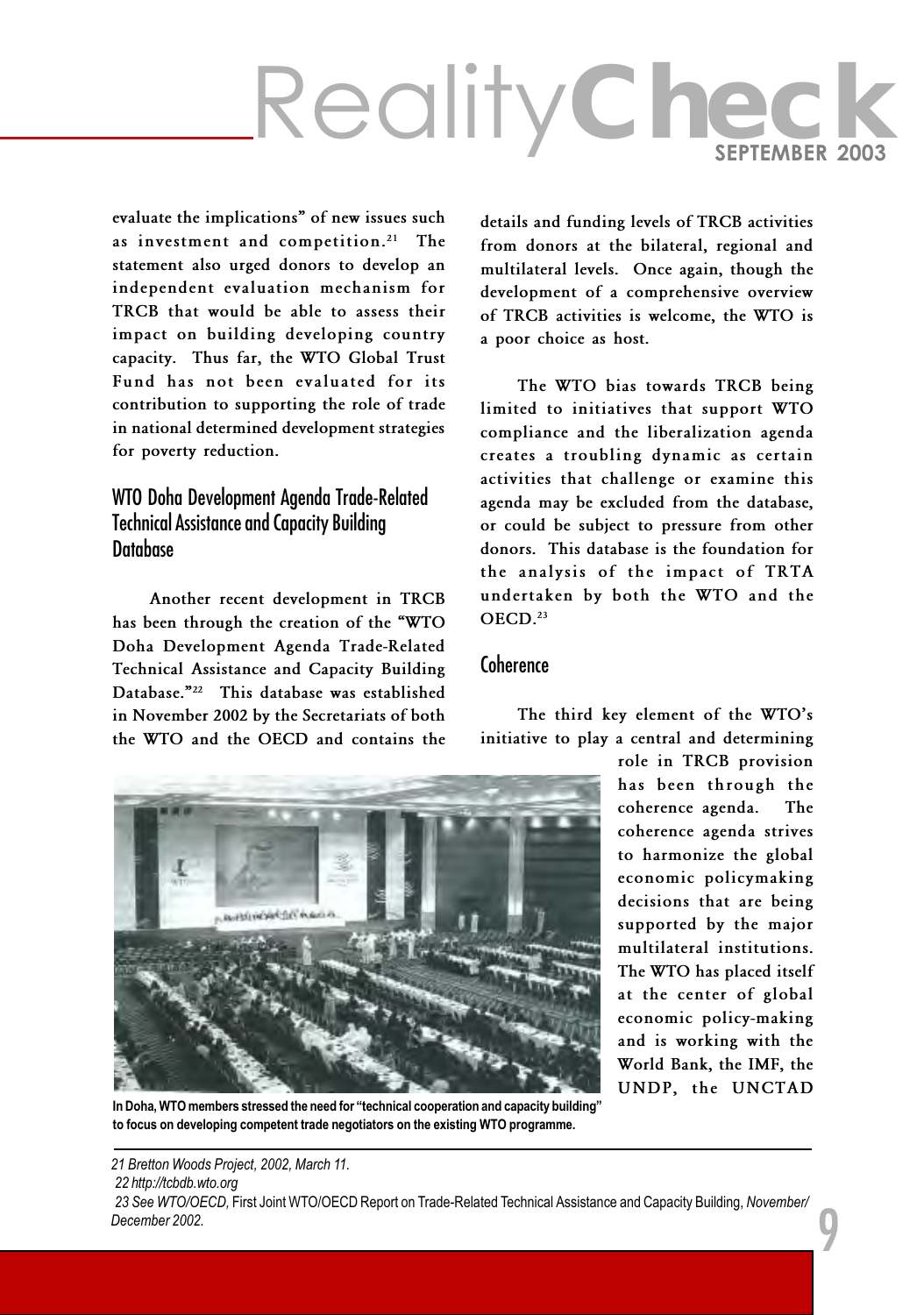evaluate the implications" of new issues such as investment and competition.[21] The statement also urged donors to develop an independent evaluation mechanism for TRCB that would be able to assess their impact on building developing country capacity. Thus far, the WTO Global Trust Fund has not been evaluated for its contribution to supporting the role of trade in national determined development strategies for poverty reduction.

## WTO Doha Development Agenda Trade-Related Technical Assistance and Capacity Building Database

Another recent development in TRCB has been through the creation of the "WTO Doha Development Agenda Trade-Related Technical Assistance and Capacity Building Database."[22] This database was established in November 2002 by the Secretariats of both the WTO and the OECD and contains the details and funding levels of TRCB activities from donors at the bilateral, regional and multilateral levels. Once again, though the development of a comprehensive overview of TRCB activities is welcome, the WTO is a poor choice as host.

The WTO bias towards TRCB being limited to initiatives that support WTO compliance and the liberalization agenda creates a troubling dynamic as certain activities that challenge or examine this agenda may be excluded from the database, or could be subject to pressure from other donors. This database is the foundation for the analysis of the impact of TRTA undertaken by both the WTO and the OECD.[23]

## Coherence

The third key element of the WTO's initiative to play a central and determining role in TRCB provision has been through the coherence agenda. The coherence agenda strives to harmonize the global economic policymaking decisions that are being supported by the major multilateral institutions. The WTO has placed itself at the center of global economic policy-making and is working with the World Bank, the IMF, the UNDP, the UNCTAD

**In Doha, WTO members stressed the need for "technical cooperation and capacity building" to focus on developing competent trade negotiators on the existing WTO programme.**

---

*21 Bretton Woods Project, 2002, March 11.*

*22 http://tcbdb.wto.org*

*23 See WTO/OECD,* First Joint WTO/OECD Report on Trade-Related Technical Assistance and Capacity Building, *November/December 2002.*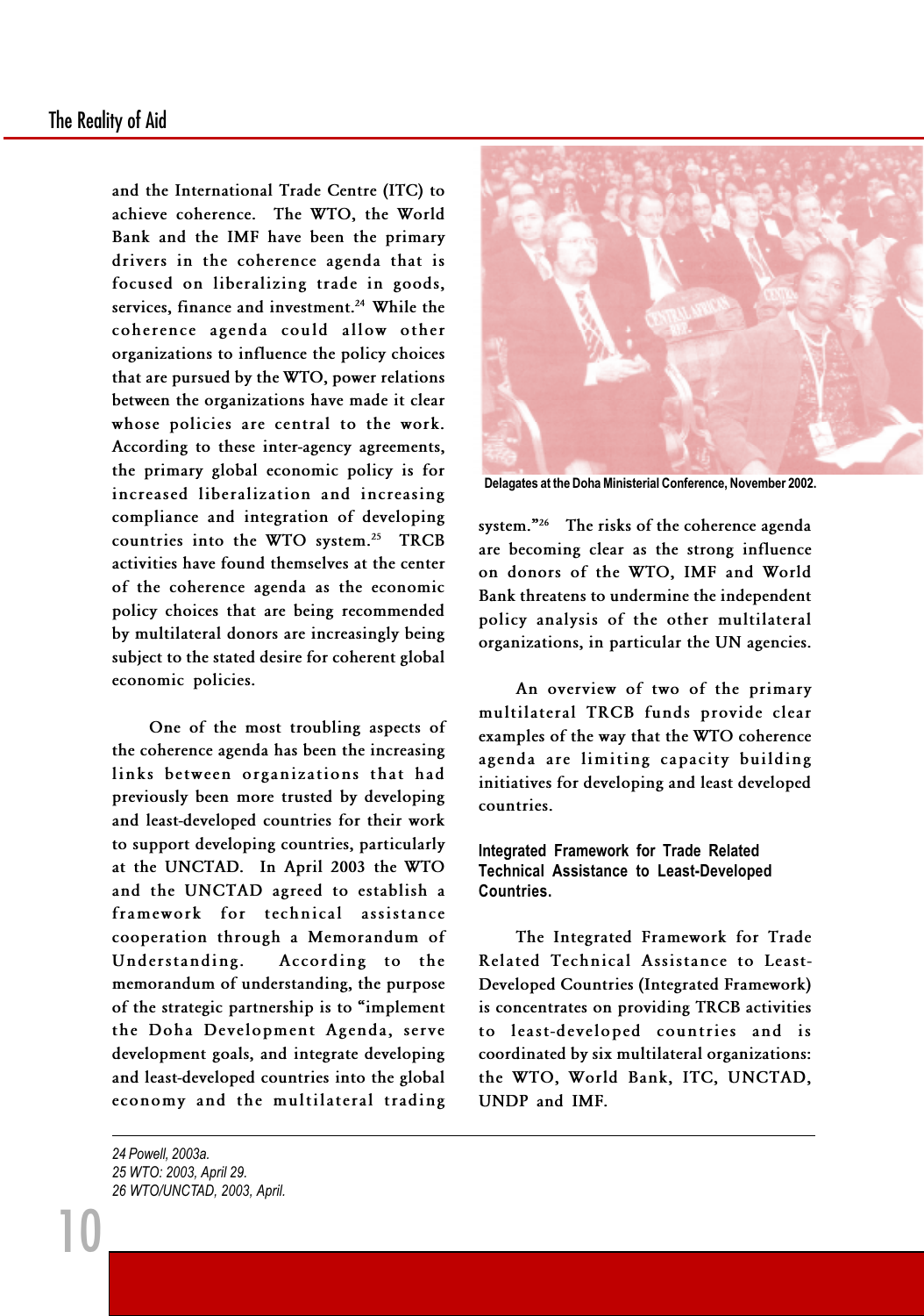and the International Trade Centre (ITC) to achieve coherence. The WTO, the World Bank and the IMF have been the primary drivers in the coherence agenda that is focused on liberalizing trade in goods, services, finance and investment.[24] While the coherence agenda could allow other organizations to influence the policy choices that are pursued by the WTO, power relations between the organizations have made it clear whose policies are central to the work. According to these inter-agency agreements, the primary global economic policy is for increased liberalization and increasing compliance and integration of developing countries into the WTO system.[25] TRCB activities have found themselves at the center of the coherence agenda as the economic policy choices that are being recommended by multilateral donors are increasingly being subject to the stated desire for coherent global economic policies.

One of the most troubling aspects of the coherence agenda has been the increasing links between organizations that had previously been more trusted by developing and least-developed countries for their work to support developing countries, particularly at the UNCTAD. In April 2003 the WTO and the UNCTAD agreed to establish a framework for technical assistance cooperation through a Memorandum of Understanding. According to the memorandum of understanding, the purpose of the strategic partnership is to "implement the Doha Development Agenda, serve development goals, and integrate developing and least-developed countries into the global economy and the multilateral trading system."[26] The risks of the coherence agenda are becoming clear as the strong influence on donors of the WTO, IMF and World Bank threatens to undermine the independent policy analysis of the other multilateral organizations, in particular the UN agencies.

Delagates at the Doha Ministerial Conference, November 2002.

An overview of two of the primary multilateral TRCB funds provide clear examples of the way that the WTO coherence agenda are limiting capacity building initiatives for developing and least developed countries.

### Integrated Framework for Trade Related Technical Assistance to Least-Developed Countries.

The Integrated Framework for Trade Related Technical Assistance to Least-Developed Countries (Integrated Framework) is concentrates on providing TRCB activities to least-developed countries and is coordinated by six multilateral organizations: the WTO, World Bank, ITC, UNCTAD, UNDP and IMF.

---

*24 Powell, 2003a.*
*25 WTO: 2003, April 29.*
*26 WTO/UNCTAD, 2003, April.*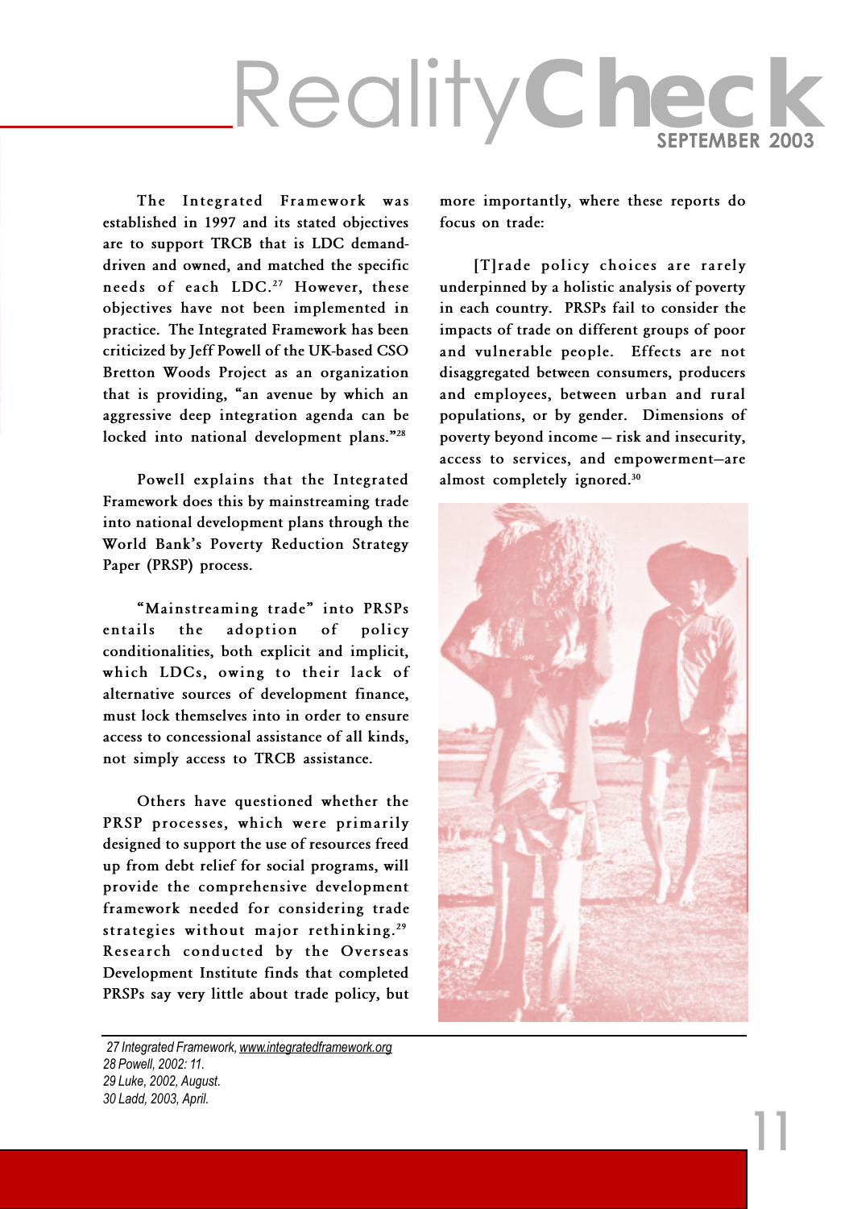The Integrated Framework was established in 1997 and its stated objectives are to support TRCB that is LDC demand-driven and owned, and matched the specific needs of each LDC.[27] However, these objectives have not been implemented in practice. The Integrated Framework has been criticized by Jeff Powell of the UK-based CSO Bretton Woods Project as an organization that is providing, "an avenue by which an aggressive deep integration agenda can be locked into national development plans."[28]

Powell explains that the Integrated Framework does this by mainstreaming trade into national development plans through the World Bank's Poverty Reduction Strategy Paper (PRSP) process.

"Mainstreaming trade" into PRSPs entails the adoption of policy conditionalities, both explicit and implicit, which LDCs, owing to their lack of alternative sources of development finance, must lock themselves into in order to ensure access to concessional assistance of all kinds, not simply access to TRCB assistance.

Others have questioned whether the PRSP processes, which were primarily designed to support the use of resources freed up from debt relief for social programs, will provide the comprehensive development framework needed for considering trade strategies without major rethinking.[29] Research conducted by the Overseas Development Institute finds that completed PRSPs say very little about trade policy, but more importantly, where these reports do focus on trade:

> [T]rade policy choices are rarely underpinned by a holistic analysis of poverty in each country. PRSPs fail to consider the impacts of trade on different groups of poor and vulnerable people. Effects are not disaggregated between consumers, producers and employees, between urban and rural populations, or by gender. Dimensions of poverty beyond income – risk and insecurity, access to services, and empowerment–are almost completely ignored.[30]

---

*27 Integrated Framework, www.integratedframework.org*
*28 Powell, 2002: 11.*
*29 Luke, 2002, August.*
*30 Ladd, 2003, April.*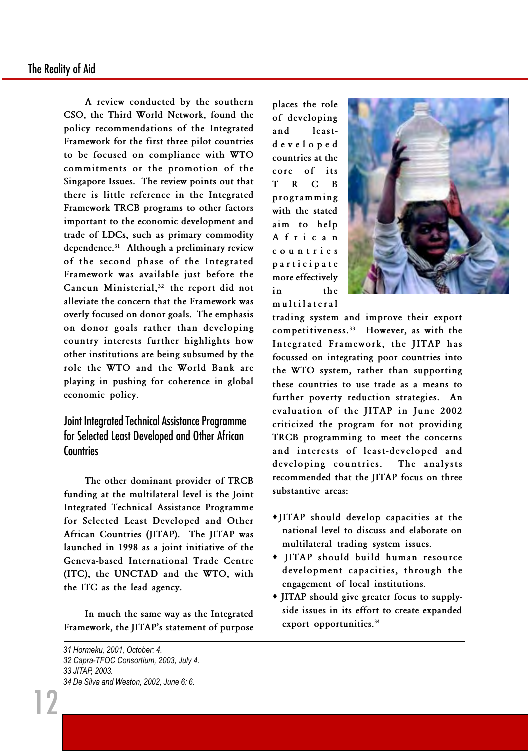A review conducted by the southern CSO, the Third World Network, found the policy recommendations of the Integrated Framework for the first three pilot countries to be focused on compliance with WTO commitments or the promotion of the Singapore Issues. The review points out that there is little reference in the Integrated Framework TRCB programs to other factors important to the economic development and trade of LDCs, such as primary commodity dependence.[31] Although a preliminary review of the second phase of the Integrated Framework was available just before the Cancun Ministerial,[32] the report did not alleviate the concern that the Framework was overly focused on donor goals. The emphasis on donor goals rather than developing country interests further highlights how other institutions are being subsumed by the role the WTO and the World Bank are playing in pushing for coherence in global economic policy.

## Joint Integrated Technical Assistance Programme for Selected Least Developed and Other African Countries

The other dominant provider of TRCB funding at the multilateral level is the Joint Integrated Technical Assistance Programme for Selected Least Developed and Other African Countries (JITAP). The JITAP was launched in 1998 as a joint initiative of the Geneva-based International Trade Centre (ITC), the UNCTAD and the WTO, with the ITC as the lead agency.

In much the same way as the Integrated Framework, the JITAP's statement of purpose places the role of developing and least-developed countries at the core of its TRCB programming with the stated aim to help African countries participate more effectively in the multilateral trading system and improve their export competitiveness.[33] However, as with the Integrated Framework, the JITAP has focussed on integrating poor countries into the WTO system, rather than supporting these countries to use trade as a means to further poverty reduction strategies. An evaluation of the JITAP in June 2002 criticized the program for not providing TRCB programming to meet the concerns and interests of least-developed and developing countries. The analysts recommended that the JITAP focus on three substantive areas:

- JITAP should develop capacities at the national level to discuss and elaborate on multilateral trading system issues.
- JITAP should build human resource development capacities, through the engagement of local institutions.
- JITAP should give greater focus to supply-side issues in its effort to create expanded export opportunities.[34]

---

*31 Hormeku, 2001, October: 4.*
*32 Capra-TFOC Consortium, 2003, July 4.*
*33 JITAP, 2003.*
*34 De Silva and Weston, 2002, June 6: 6.*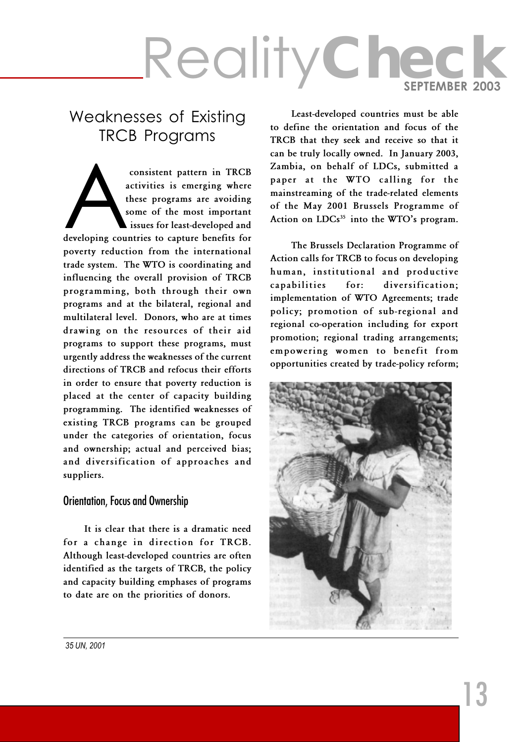## Weaknesses of Existing TRCB Programs

A consistent pattern in TRCB activities is emerging where these programs are avoiding some of the most important issues for least-developed and developing countries to capture benefits for poverty reduction from the international trade system. The WTO is coordinating and influencing the overall provision of TRCB programming, both through their own programs and at the bilateral, regional and multilateral level. Donors, who are at times drawing on the resources of their aid programs to support these programs, must urgently address the weaknesses of the current directions of TRCB and refocus their efforts in order to ensure that poverty reduction is placed at the center of capacity building programming. The identified weaknesses of existing TRCB programs can be grouped under the categories of orientation, focus and ownership; actual and perceived bias; and diversification of approaches and suppliers.

### Orientation, Focus and Ownership

It is clear that there is a dramatic need for a change in direction for TRCB. Although least-developed countries are often identified as the targets of TRCB, the policy and capacity building emphases of programs to date are on the priorities of donors.

Least-developed countries must be able to define the orientation and focus of the TRCB that they seek and receive so that it can be truly locally owned. In January 2003, Zambia, on behalf of LDCs, submitted a paper at the WTO calling for the mainstreaming of the trade-related elements of the May 2001 Brussels Programme of Action on LDCs[35] into the WTO's program.

The Brussels Declaration Programme of Action calls for TRCB to focus on developing human, institutional and productive capabilities for: diversification; implementation of WTO Agreements; trade policy; promotion of sub-regional and regional co-operation including for export promotion; regional trading arrangements; empowering women to benefit from opportunities created by trade-policy reform;

35 UN, 2001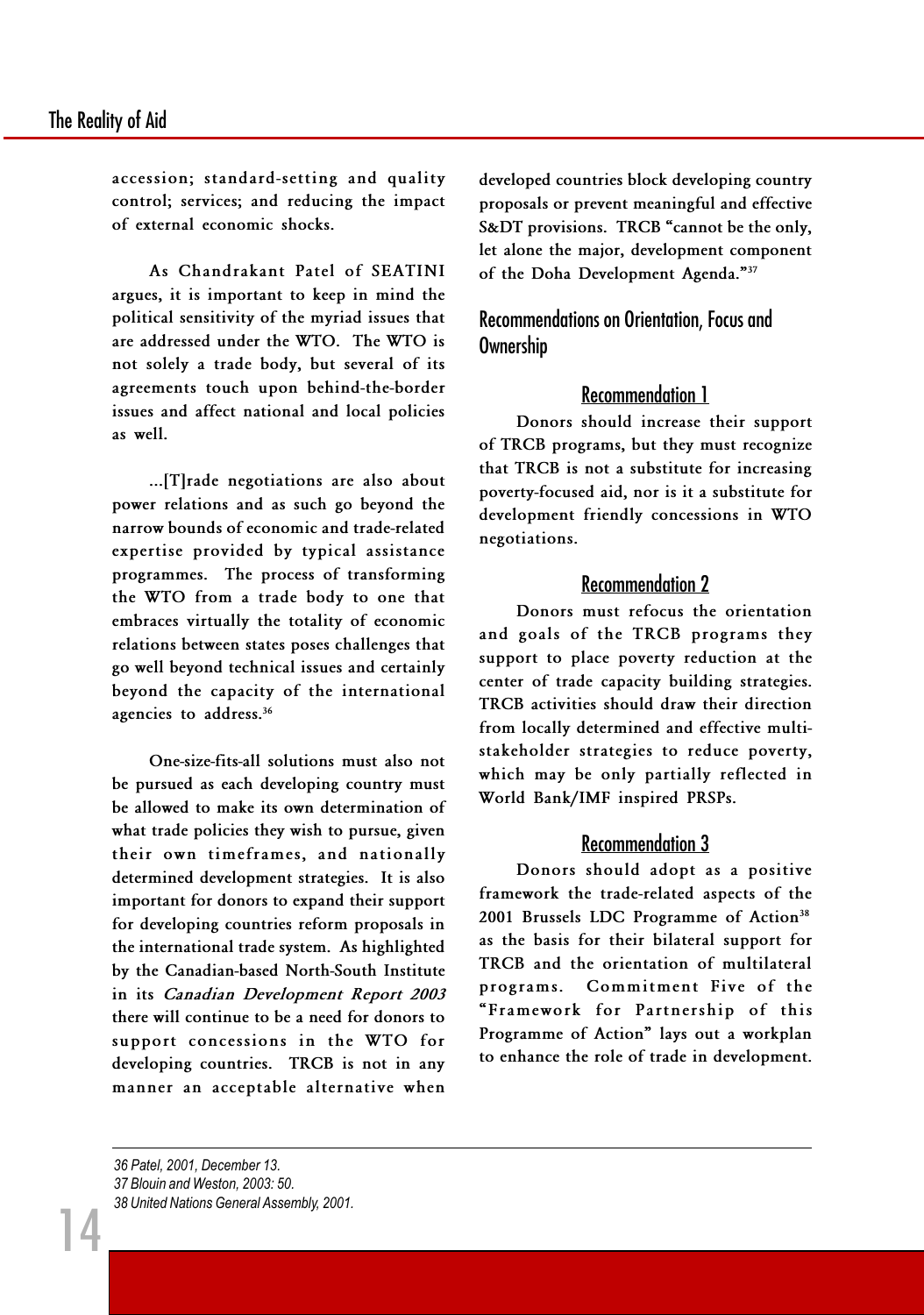accession; standard-setting and quality control; services; and reducing the impact of external economic shocks.

As Chandrakant Patel of SEATINI argues, it is important to keep in mind the political sensitivity of the myriad issues that are addressed under the WTO. The WTO is not solely a trade body, but several of its agreements touch upon behind-the-border issues and affect national and local policies as well.

> ...[T]rade negotiations are also about power relations and as such go beyond the narrow bounds of economic and trade-related expertise provided by typical assistance programmes. The process of transforming the WTO from a trade body to one that embraces virtually the totality of economic relations between states poses challenges that go well beyond technical issues and certainly beyond the capacity of the international agencies to address.[36]

One-size-fits-all solutions must also not be pursued as each developing country must be allowed to make its own determination of what trade policies they wish to pursue, given their own timeframes, and nationally determined development strategies. It is also important for donors to expand their support for developing countries reform proposals in the international trade system. As highlighted by the Canadian-based North-South Institute in its *Canadian Development Report 2003* there will continue to be a need for donors to support concessions in the WTO for developing countries. TRCB is not in any manner an acceptable alternative when developed countries block developing country proposals or prevent meaningful and effective S&DT provisions. TRCB "cannot be the only, let alone the major, development component of the Doha Development Agenda."[37]

## Recommendations on Orientation, Focus and Ownership

### Recommendation 1

Donors should increase their support of TRCB programs, but they must recognize that TRCB is not a substitute for increasing poverty-focused aid, nor is it a substitute for development friendly concessions in WTO negotiations.

### Recommendation 2

Donors must refocus the orientation and goals of the TRCB programs they support to place poverty reduction at the center of trade capacity building strategies. TRCB activities should draw their direction from locally determined and effective multi-stakeholder strategies to reduce poverty, which may be only partially reflected in World Bank/IMF inspired PRSPs.

### Recommendation 3

Donors should adopt as a positive framework the trade-related aspects of the 2001 Brussels LDC Programme of Action[38] as the basis for their bilateral support for TRCB and the orientation of multilateral programs. Commitment Five of the "Framework for Partnership of this Programme of Action" lays out a workplan to enhance the role of trade in development.

---

36 Patel, 2001, December 13.
37 Blouin and Weston, 2003: 50.
38 United Nations General Assembly, 2001.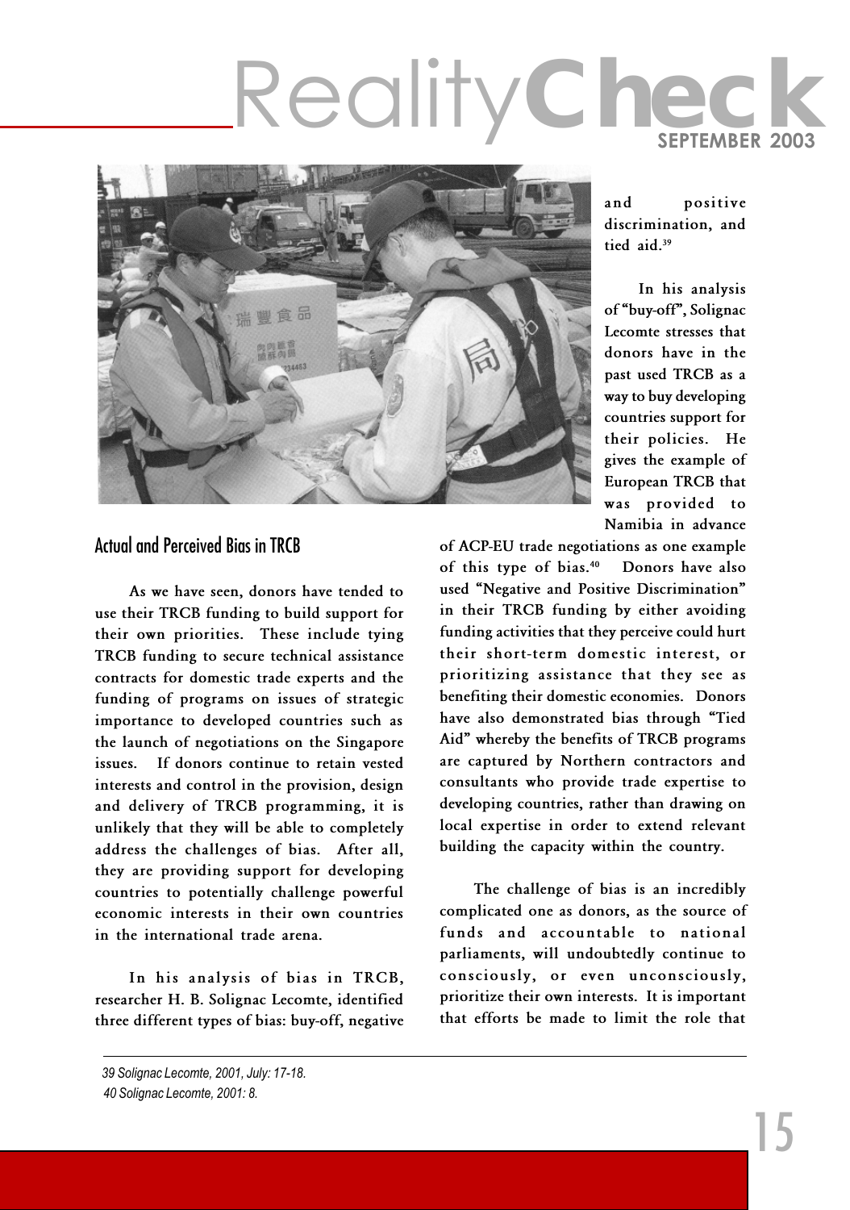and positive discrimination, and tied aid.[39]

In his analysis of "buy-off", Solignac Lecomte stresses that donors have in the past used TRCB as a way to buy developing countries support for their policies. He gives the example of European TRCB that was provided to Namibia in advance of ACP-EU trade negotiations as one example of this type of bias.[40] Donors have also used "Negative and Positive Discrimination" in their TRCB funding by either avoiding funding activities that they perceive could hurt their short-term domestic interest, or prioritizing assistance that they see as benefiting their domestic economies. Donors have also demonstrated bias through "Tied Aid" whereby the benefits of TRCB programs are captured by Northern contractors and consultants who provide trade expertise to developing countries, rather than drawing on local expertise in order to extend relevant building the capacity within the country.

The challenge of bias is an incredibly complicated one as donors, as the source of funds and accountable to national parliaments, will undoubtedly continue to consciously, or even unconsciously, prioritize their own interests. It is important that efforts be made to limit the role that

## Actual and Perceived Bias in TRCB

As we have seen, donors have tended to use their TRCB funding to build support for their own priorities. These include tying TRCB funding to secure technical assistance contracts for domestic trade experts and the funding of programs on issues of strategic importance to developed countries such as the launch of negotiations on the Singapore issues. If donors continue to retain vested interests and control in the provision, design and delivery of TRCB programming, it is unlikely that they will be able to completely address the challenges of bias. After all, they are providing support for developing countries to potentially challenge powerful economic interests in their own countries in the international trade arena.

In his analysis of bias in TRCB, researcher H. B. Solignac Lecomte, identified three different types of bias: buy-off, negative

---

*39 Solignac Lecomte, 2001, July: 17-18.*

*40 Solignac Lecomte, 2001: 8.*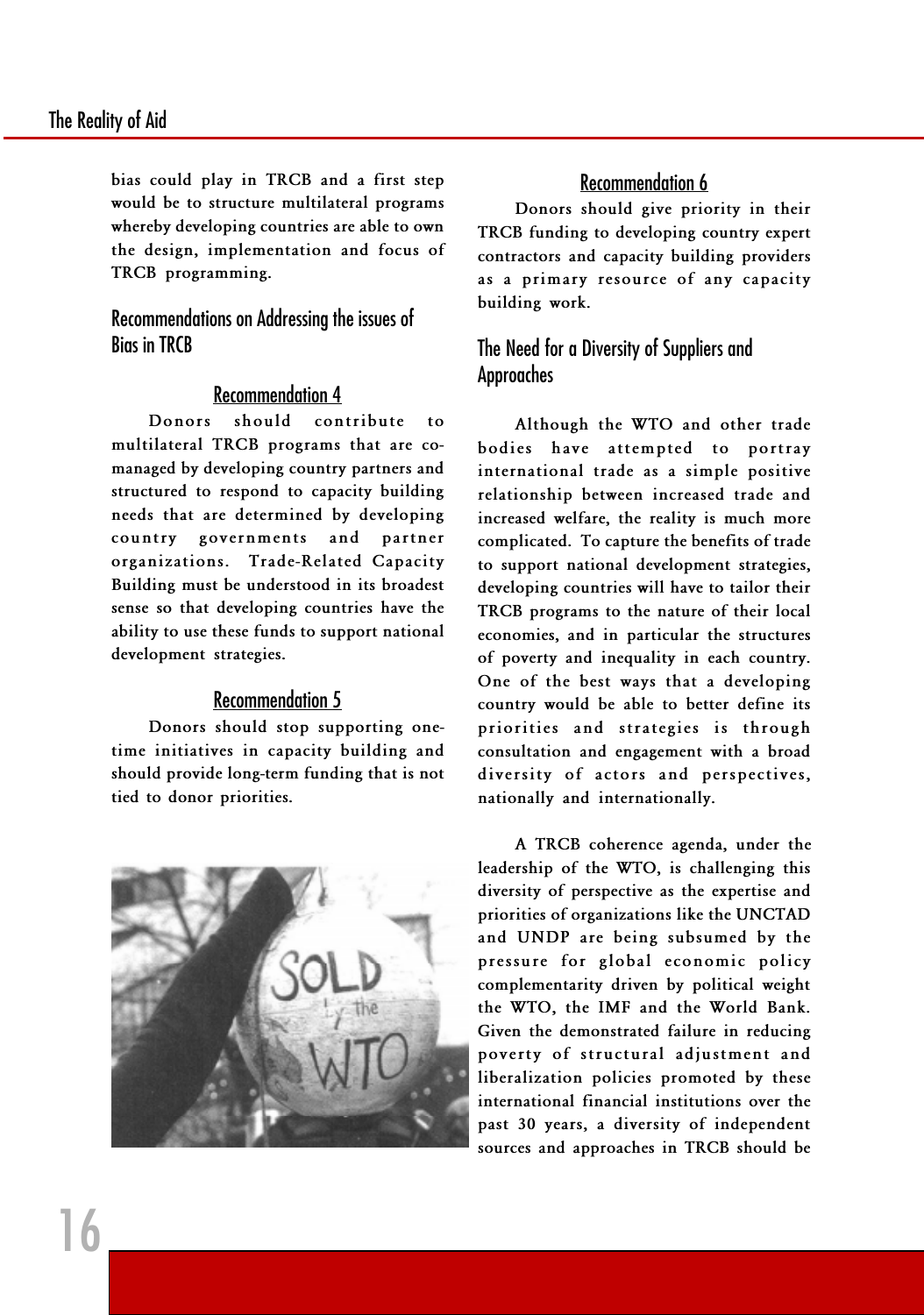bias could play in TRCB and a first step would be to structure multilateral programs whereby developing countries are able to own the design, implementation and focus of TRCB programming.

## Recommendations on Addressing the issues of Bias in TRCB

### Recommendation 4

Donors should contribute to multilateral TRCB programs that are co-managed by developing country partners and structured to respond to capacity building needs that are determined by developing country governments and partner organizations. Trade-Related Capacity Building must be understood in its broadest sense so that developing countries have the ability to use these funds to support national development strategies.

### Recommendation 5

Donors should stop supporting one-time initiatives in capacity building and should provide long-term funding that is not tied to donor priorities.

### Recommendation 6

Donors should give priority in their TRCB funding to developing country expert contractors and capacity building providers as a primary resource of any capacity building work.

## The Need for a Diversity of Suppliers and Approaches

Although the WTO and other trade bodies have attempted to portray international trade as a simple positive relationship between increased trade and increased welfare, the reality is much more complicated. To capture the benefits of trade to support national development strategies, developing countries will have to tailor their TRCB programs to the nature of their local economies, and in particular the structures of poverty and inequality in each country. One of the best ways that a developing country would be able to better define its priorities and strategies is through consultation and engagement with a broad diversity of actors and perspectives, nationally and internationally.

A TRCB coherence agenda, under the leadership of the WTO, is challenging this diversity of perspective as the expertise and priorities of organizations like the UNCTAD and UNDP are being subsumed by the pressure for global economic policy complementarity driven by political weight the WTO, the IMF and the World Bank. Given the demonstrated failure in reducing poverty of structural adjustment and liberalization policies promoted by these international financial institutions over the past 30 years, a diversity of independent sources and approaches in TRCB should be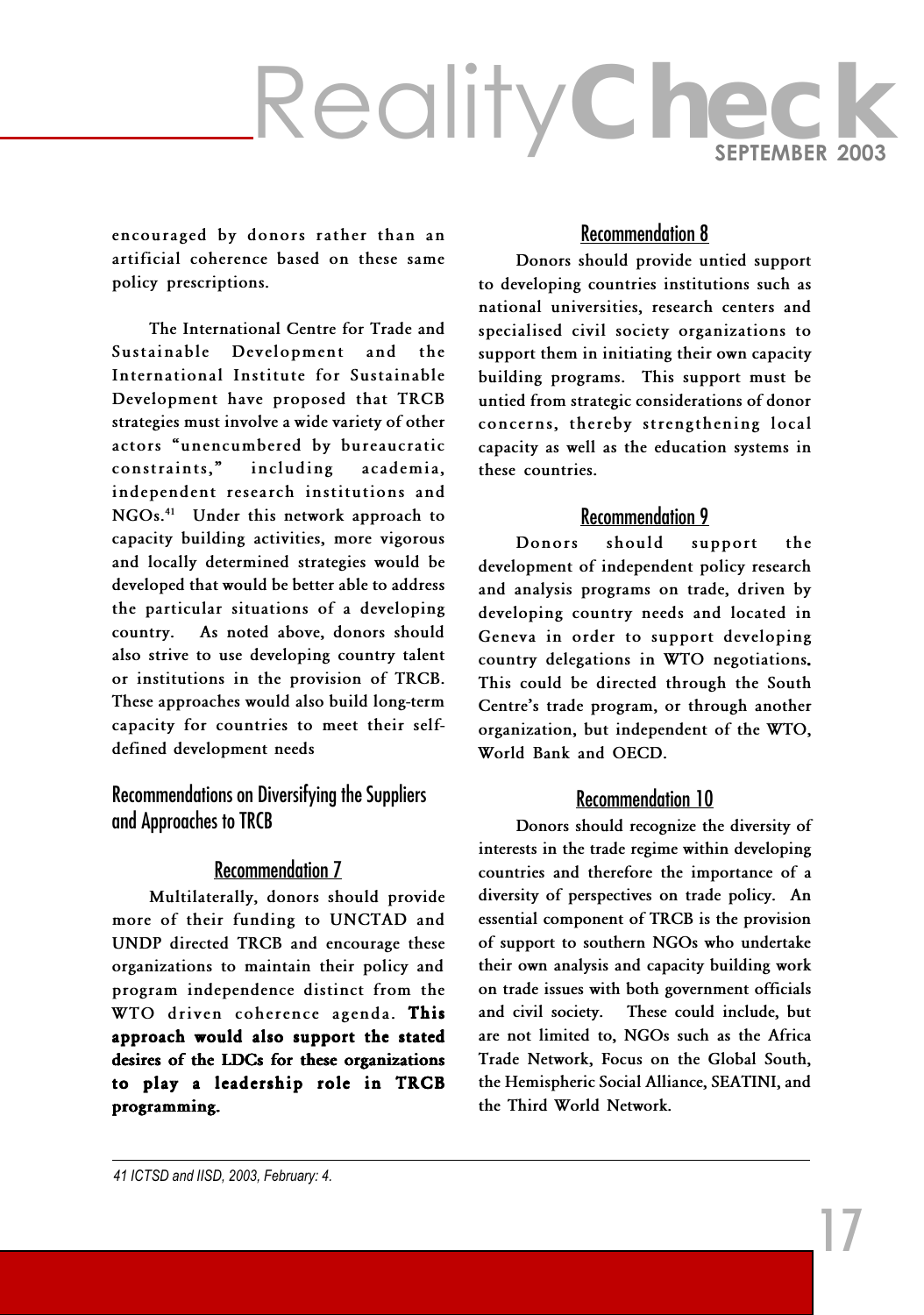encouraged by donors rather than an artificial coherence based on these same policy prescriptions.

The International Centre for Trade and Sustainable Development and the International Institute for Sustainable Development have proposed that TRCB strategies must involve a wide variety of other actors "unencumbered by bureaucratic constraints," including academia, independent research institutions and NGOs.[41] Under this network approach to capacity building activities, more vigorous and locally determined strategies would be developed that would be better able to address the particular situations of a developing country. As noted above, donors should also strive to use developing country talent or institutions in the provision of TRCB. These approaches would also build long-term capacity for countries to meet their self-defined development needs

## Recommendations on Diversifying the Suppliers and Approaches to TRCB

### Recommendation 7

Multilaterally, donors should provide more of their funding to UNCTAD and UNDP directed TRCB and encourage these organizations to maintain their policy and program independence distinct from the WTO driven coherence agenda. **This approach would also support the stated desires of the LDCs for these organizations to play a leadership role in TRCB programming.**

### Recommendation 8

Donors should provide untied support to developing countries institutions such as national universities, research centers and specialised civil society organizations to support them in initiating their own capacity building programs. This support must be untied from strategic considerations of donor concerns, thereby strengthening local capacity as well as the education systems in these countries.

### Recommendation 9

Donors should support the development of independent policy research and analysis programs on trade, driven by developing country needs and located in Geneva in order to support developing country delegations in WTO negotiations. This could be directed through the South Centre's trade program, or through another organization, but independent of the WTO, World Bank and OECD.

### Recommendation 10

Donors should recognize the diversity of interests in the trade regime within developing countries and therefore the importance of a diversity of perspectives on trade policy. An essential component of TRCB is the provision of support to southern NGOs who undertake their own analysis and capacity building work on trade issues with both government officials and civil society. These could include, but are not limited to, NGOs such as the Africa Trade Network, Focus on the Global South, the Hemispheric Social Alliance, SEATINI, and the Third World Network.

---

*41 ICTSD and IISD, 2003, February: 4.*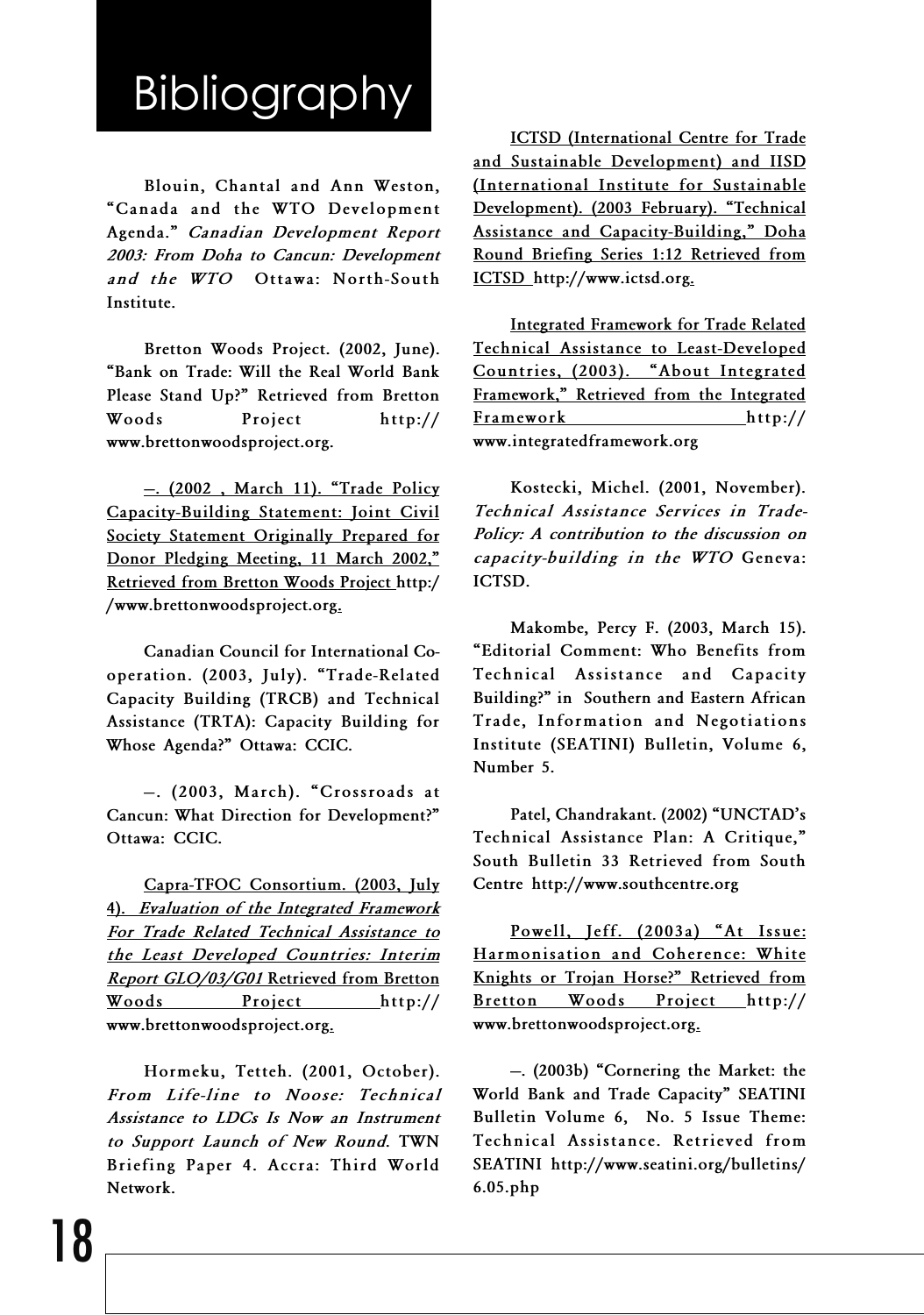# Bibliography

Blouin, Chantal and Ann Weston, "Canada and the WTO Development Agenda." *Canadian Development Report 2003: From Doha to Cancun: Development and the WTO* Ottawa: North-South Institute.

Bretton Woods Project. (2002, June). "Bank on Trade: Will the Real World Bank Please Stand Up?" Retrieved from Bretton Woods Project http://www.brettonwoodsproject.org.

—. (2002 , March 11). "Trade Policy Capacity-Building Statement: Joint Civil Society Statement Originally Prepared for Donor Pledging Meeting, 11 March 2002," Retrieved from Bretton Woods Project http://www.brettonwoodsproject.org.

Canadian Council for International Co-operation. (2003, July). "Trade-Related Capacity Building (TRCB) and Technical Assistance (TRTA): Capacity Building for Whose Agenda?" Ottawa: CCIC.

—. (2003, March). "Crossroads at Cancun: What Direction for Development?" Ottawa: CCIC.

Capra-TFOC Consortium. (2003, July 4). *Evaluation of the Integrated Framework For Trade Related Technical Assistance to the Least Developed Countries: Interim Report GLO/03/G01* Retrieved from Bretton Woods Project http://www.brettonwoodsproject.org.

Hormeku, Tetteh. (2001, October). *From Life-line to Noose: Technical Assistance to LDCs Is Now an Instrument to Support Launch of New Round.* TWN Briefing Paper 4. Accra: Third World Network.

ICTSD (International Centre for Trade and Sustainable Development) and IISD (International Institute for Sustainable Development). (2003 February). "Technical Assistance and Capacity-Building," Doha Round Briefing Series 1:12 Retrieved from ICTSD http://www.ictsd.org.

Integrated Framework for Trade Related Technical Assistance to Least-Developed Countries, (2003). "About Integrated Framework," Retrieved from the Integrated Framework http://www.integratedframework.org

Kostecki, Michel. (2001, November). *Technical Assistance Services in Trade-Policy: A contribution to the discussion on capacity-building in the WTO* Geneva: ICTSD.

Makombe, Percy F. (2003, March 15). "Editorial Comment: Who Benefits from Technical Assistance and Capacity Building?" in Southern and Eastern African Trade, Information and Negotiations Institute (SEATINI) Bulletin, Volume 6, Number 5.

Patel, Chandrakant. (2002) "UNCTAD's Technical Assistance Plan: A Critique," South Bulletin 33 Retrieved from South Centre http://www.southcentre.org

Powell, Jeff. (2003a) "At Issue: Harmonisation and Coherence: White Knights or Trojan Horse?" Retrieved from Bretton Woods Project http://www.brettonwoodsproject.org.

—. (2003b) "Cornering the Market: the World Bank and Trade Capacity" SEATINI Bulletin Volume 6, No. 5 Issue Theme: Technical Assistance. Retrieved from SEATINI http://www.seatini.org/bulletins/6.05.php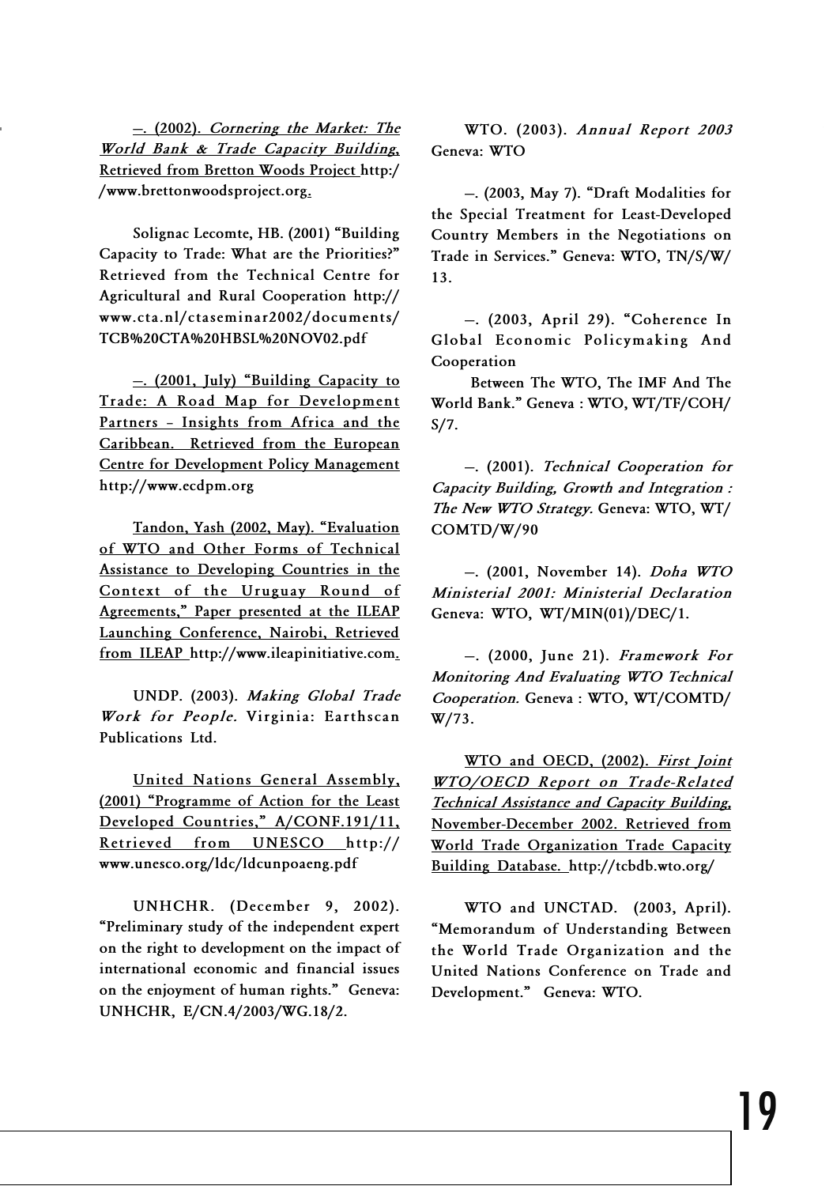—. (2002). *Cornering the Market: The World Bank & Trade Capacity Building*. Retrieved from Bretton Woods Project http://www.brettonwoodsproject.org.

Solignac Lecomte, HB. (2001) "Building Capacity to Trade: What are the Priorities?" Retrieved from the Technical Centre for Agricultural and Rural Cooperation http://www.cta.nl/ctaseminar2002/documents/TCB%20CTA%20HBSL%20NOV02.pdf

—. (2001, July) "Building Capacity to Trade: A Road Map for Development Partners – Insights from Africa and the Caribbean. Retrieved from the European Centre for Development Policy Management http://www.ecdpm.org

Tandon, Yash (2002, May). "Evaluation of WTO and Other Forms of Technical Assistance to Developing Countries in the Context of the Uruguay Round of Agreements," Paper presented at the ILEAP Launching Conference, Nairobi, Retrieved from ILEAP http://www.ileapinitiative.com.

UNDP. (2003). *Making Global Trade Work for People.* Virginia: Earthscan Publications Ltd.

United Nations General Assembly, (2001) "Programme of Action for the Least Developed Countries," A/CONF.191/11, Retrieved from UNESCO http://www.unesco.org/ldc/ldcunpoaeng.pdf

UNHCHR. (December 9, 2002). "Preliminary study of the independent expert on the right to development on the impact of international economic and financial issues on the enjoyment of human rights." Geneva: UNHCHR, E/CN.4/2003/WG.18/2.

WTO. (2003). *Annual Report 2003* Geneva: WTO

—. (2003, May 7). "Draft Modalities for the Special Treatment for Least-Developed Country Members in the Negotiations on Trade in Services." Geneva: WTO, TN/S/W/13.

—. (2003, April 29). "Coherence In Global Economic Policymaking And Cooperation Between The WTO, The IMF And The World Bank." Geneva : WTO, WT/TF/COH/S/7.

—. (2001). *Technical Cooperation for Capacity Building, Growth and Integration : The New WTO Strategy.* Geneva: WTO, WT/COMTD/W/90

—. (2001, November 14). *Doha WTO Ministerial 2001: Ministerial Declaration* Geneva: WTO, WT/MIN(01)/DEC/1.

—. (2000, June 21). *Framework For Monitoring And Evaluating WTO Technical Cooperation.* Geneva : WTO, WT/COMTD/W/73.

WTO and OECD, (2002). *First Joint WTO/OECD Report on Trade-Related Technical Assistance and Capacity Building*, November-December 2002. Retrieved from World Trade Organization Trade Capacity Building Database. http://tcbdb.wto.org/

WTO and UNCTAD. (2003, April). "Memorandum of Understanding Between the World Trade Organization and the United Nations Conference on Trade and Development." Geneva: WTO.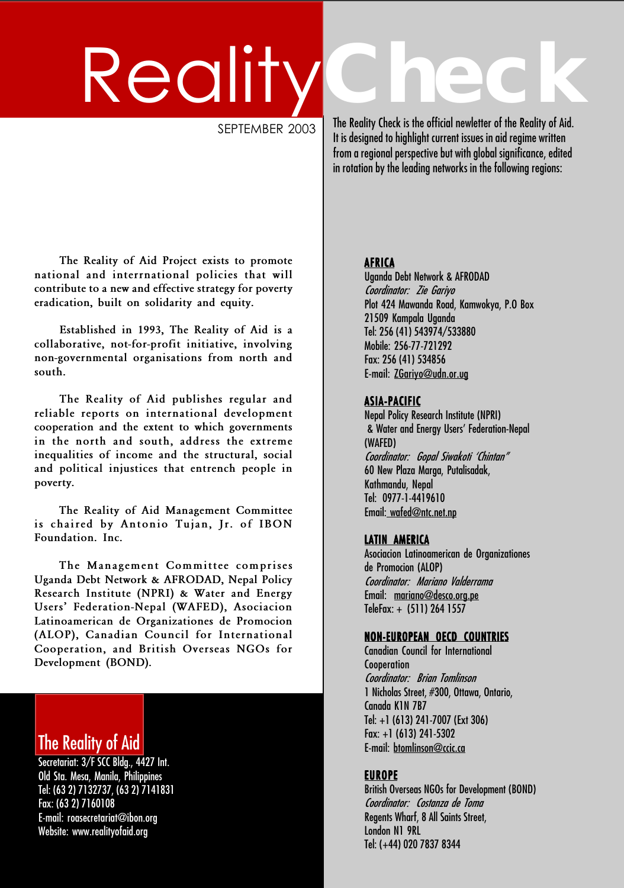# RealityCheck

SEPTEMBER 2003

The Reality Check is the official newletter of the Reality of Aid. It is designed to highlight current issues in aid regime written from a regional perspective but with global significance, edited in rotation by the leading networks in the following regions:

The Reality of Aid Project exists to promote national and interrnational policies that will contribute to a new and effective strategy for poverty eradication, built on solidarity and equity.

Established in 1993, The Reality of Aid is a collaborative, not-for-profit initiative, involving non-governmental organisations from north and south.

The Reality of Aid publishes regular and reliable reports on international development cooperation and the extent to which governments in the north and south, address the extreme inequalities of income and the structural, social and political injustices that entrench people in poverty.

The Reality of Aid Management Committee is chaired by Antonio Tujan, Jr. of IBON Foundation. Inc.

The Management Committee comprises Uganda Debt Network & AFRODAD, Nepal Policy Research Institute (NPRI) & Water and Energy Users' Federation-Nepal (WAFED), Asociacion Latinoamerican de Organizationes de Promocion (ALOP), Canadian Council for International Cooperation, and British Overseas NGOs for Development (BOND).

## The Reality of Aid

Secretariat: 3/F SCC Bldg., 4427 Int. Old Sta. Mesa, Manila, Philippines
Tel: (63 2) 7132737, (63 2) 7141831
Fax: (63 2) 7160108
E-mail: roasecretariat@ibon.org
Website: www.realityofaid.org

### AFRICA

Uganda Debt Network & AFRODAD
*Coordinator: Zie Gariyo*
Plot 424 Mawanda Road, Kamwokya, P.O Box 21509 Kampala Uganda
Tel: 256 (41) 543974/533880
Mobile: 256-77-721292
Fax: 256 (41) 534856
E-mail: ZGariyo@udn.or.ug

### ASIA-PACIFIC

Nepal Policy Research Institute (NPRI) & Water and Energy Users' Federation-Nepal (WAFED)
*Coordinator: Gopal Siwakoti 'Chintan"*
60 New Plaza Marga, Putalisadak, Kathmandu, Nepal
Tel: 0977-1-4419610
Email: wafed@ntc.net.np

### LATIN AMERICA

Asociacion Latinoamerican de Organizationes de Promocion (ALOP)
*Coordinator: Mariano Valderrama*
Email: mariano@desco.org.pe
TeleFax: + (511) 264 1557

### NON-EUROPEAN OECD COUNTRIES

Canadian Council for International Cooperation
*Coordinator: Brian Tomlinson*
1 Nicholas Street, #300, Ottawa, Ontario, Canada K1N 7B7
Tel: +1 (613) 241-7007 (Ext 306)
Fax: +1 (613) 241-5302
E-mail: btomlinson@ccic.ca

### EUROPE

British Overseas NGOs for Development (BOND)
*Coordinator: Costanza de Toma*
Regents Wharf, 8 All Saints Street, London N1 9RL
Tel: (+44) 020 7837 8344